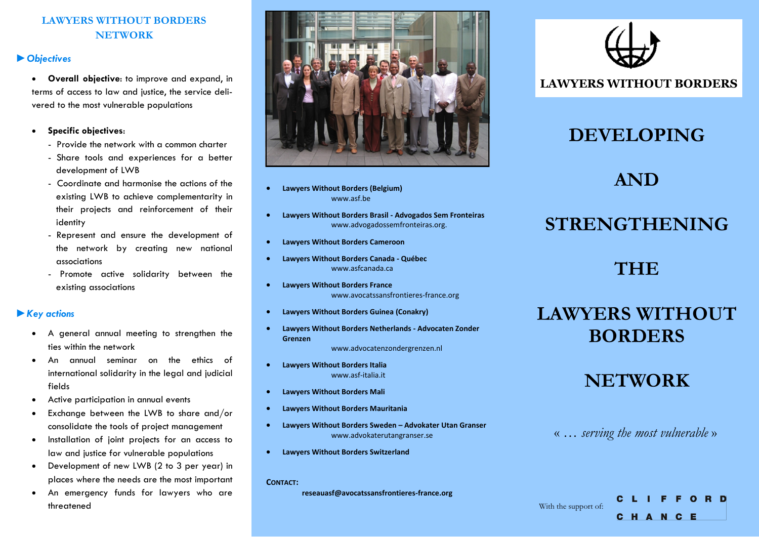# LAWYERS WITHOUT BORDERS NETWORK

## ► *Objectives*

- **Overall objective:** to improve and expand, in terms of access to law and justice, the service delivered to the most vulnerable populations

- **Specific objectives:**
  - Provide the network with a common charter
  - Share tools and experiences for a better development of LWB
  - Coordinate and harmonise the actions of the existing LWB to achieve complementarity in their projects and reinforcement of their identity
  - Represent and ensure the development of the network by creating new national associations
  - Promote active solidarity between the existing associations

## ► *Key actions*

- A general annual meeting to strengthen the ties within the network
- An annual seminar on the ethics of international solidarity in the legal and judicial fields
- Active participation in annual events
- Exchange between the LWB to share and/or consolidate the tools of project management
- Installation of joint projects for an access to law and justice for vulnerable populations
- Development of new LWB (2 to 3 per year) in places where the needs are the most important
- An emergency funds for lawyers who are threatened

---

- **Lawyers Without Borders (Belgium)**
  www.asf.be
- **Lawyers Without Borders Brasil - Advogados Sem Fronteiras**
  www.advogadossemfronteiras.org.
- **Lawyers Without Borders Cameroon**
- **Lawyers Without Borders Canada - Québec**
  www.asfcanada.ca
- **Lawyers Without Borders France**
  www.avocatssansfrontieres-france.org
- **Lawyers Without Borders Guinea (Conakry)**
- **Lawyers Without Borders Netherlands - Advocaten Zonder Grenzen**
  www.advocatenzondergrenzen.nl
- **Lawyers Without Borders Italia**
  www.asf-italia.it
- **Lawyers Without Borders Mali**
- **Lawyers Without Borders Mauritania**
- **Lawyers Without Borders Sweden – Advokater Utan Granser**
  www.advokaterutangranser.se
- **Lawyers Without Borders Switzerland**

**CONTACT:**

**reseauasf@avocatssansfrontieres-france.org**

---

**LAWYERS WITHOUT BORDERS**

# DEVELOPING AND STRENGTHENING THE LAWYERS WITHOUT BORDERS NETWORK

« *… serving the most vulnerable* »

With the support of: CLIFFORD CHANCE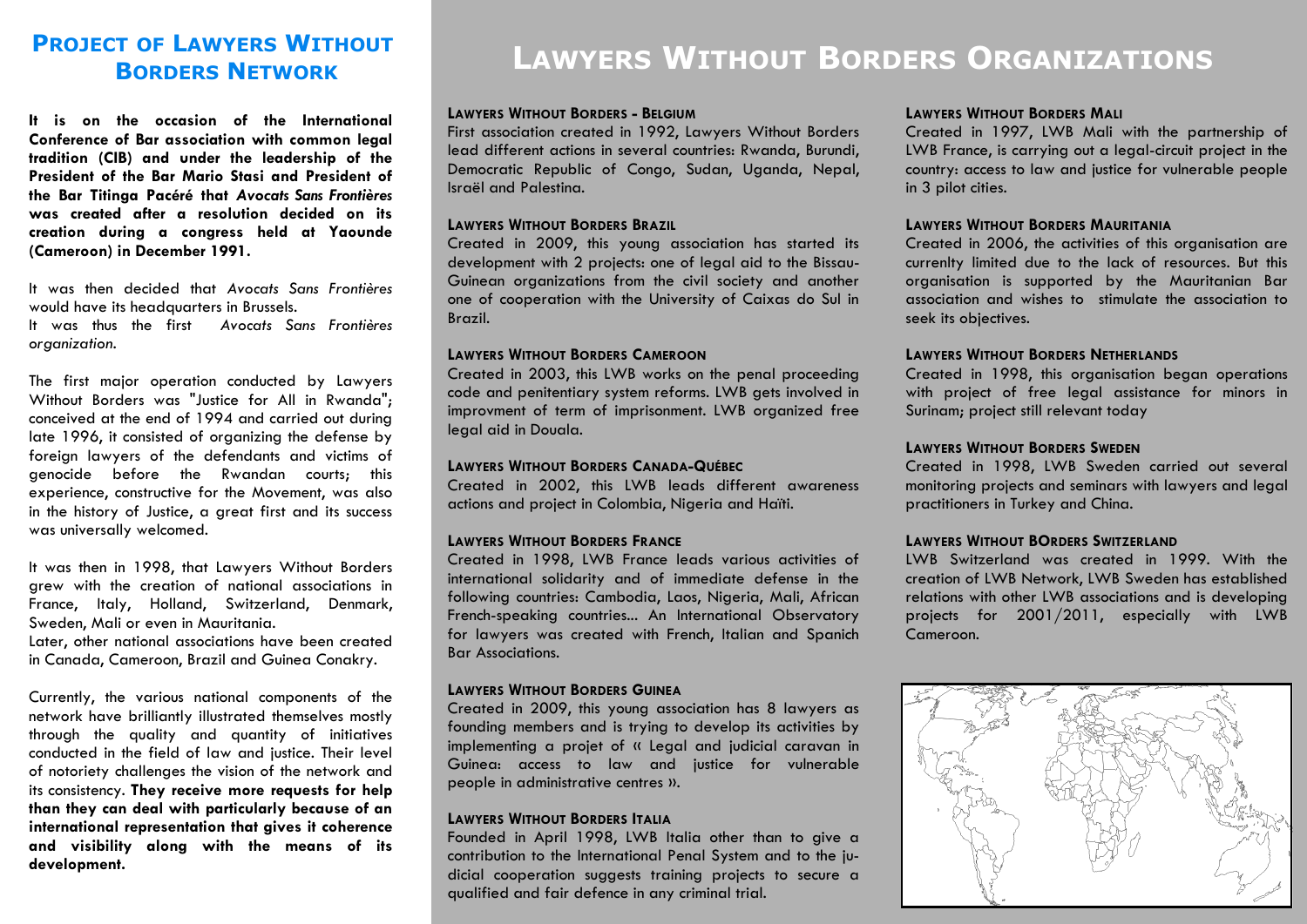## Project of Lawyers Without Borders Network

**It is on the occasion of the International Conference of Bar association with common legal tradition (CIB) and under the leadership of the President of the Bar Mario Stasi and President of the Bar Titinga Pacéré that *Avocats Sans Frontières* was created after a resolution decided on its creation during a congress held at Yaounde (Cameroon) in December 1991.**

It was then decided that *Avocats Sans Frontières* would have its headquarters in Brussels.
It was thus the first *Avocats Sans Frontières organization.*

The first major operation conducted by Lawyers Without Borders was "Justice for All in Rwanda"; conceived at the end of 1994 and carried out during late 1996, it consisted of organizing the defense by foreign lawyers of the defendants and victims of genocide before the Rwandan courts; this experience, constructive for the Movement, was also in the history of Justice, a great first and its success was universally welcomed.

It was then in 1998, that Lawyers Without Borders grew with the creation of national associations in France, Italy, Holland, Switzerland, Denmark, Sweden, Mali or even in Mauritania.
Later, other national associations have been created in Canada, Cameroon, Brazil and Guinea Conakry.

Currently, the various national components of the network have brilliantly illustrated themselves mostly through the quality and quantity of initiatives conducted in the field of law and justice. Their level of notoriety challenges the vision of the network and its consistency. **They receive more requests for help than they can deal with particularly because of an international representation that gives it coherence and visibility along with the means of its development.**

# Lawyers Without Borders Organizations

### Lawyers Without Borders - Belgium

First association created in 1992, Lawyers Without Borders lead different actions in several countries: Rwanda, Burundi, Democratic Republic of Congo, Sudan, Uganda, Nepal, Israël and Palestina.

### Lawyers Without Borders Brazil

Created in 2009, this young association has started its development with 2 projects: one of legal aid to the Bissau-Guinean organizations from the civil society and another one of cooperation with the University of Caixas do Sul in Brazil.

### Lawyers Without Borders Cameroon

Created in 2003, this LWB works on the penal proceeding code and penitentiary system reforms. LWB gets involved in improvment of term of imprisonment. LWB organized free legal aid in Douala.

### Lawyers Without Borders Canada-Québec

Created in 2002, this LWB leads different awareness actions and project in Colombia, Nigeria and Haïti.

### Lawyers Without Borders France

Created in 1998, LWB France leads various activities of international solidarity and of immediate defense in the following countries: Cambodia, Laos, Nigeria, Mali, African French-speaking countries... An International Observatory for lawyers was created with French, Italian and Spanich Bar Associations.

### Lawyers Without Borders Guinea

Created in 2009, this young association has 8 lawyers as founding members and is trying to develop its activities by implementing a projet of « Legal and judicial caravan in Guinea: access to law and justice for vulnerable people in administrative centres ».

### Lawyers Without Borders Italia

Founded in April 1998, LWB Italia other than to give a contribution to the International Penal System and to the judicial cooperation suggests training projects to secure a qualified and fair defence in any criminal trial.

### Lawyers Without Borders Mali

Created in 1997, LWB Mali with the partnership of LWB France, is carrying out a legal-circuit project in the country: access to law and justice for vulnerable people in 3 pilot cities.

### Lawyers Without Borders Mauritania

Created in 2006, the activities of this organisation are currenlty limited due to the lack of resources. But this organisation is supported by the Mauritanian Bar association and wishes to stimulate the association to seek its objectives.

### Lawyers Without Borders Netherlands

Created in 1998, this organisation began operations with project of free legal assistance for minors in Surinam; project still relevant today

### Lawyers Without Borders Sweden

Created in 1998, LWB Sweden carried out several monitoring projects and seminars with lawyers and legal practitioners in Turkey and China.

### Lawyers Without BOrders Switzerland

LWB Switzerland was created in 1999. With the creation of LWB Network, LWB Sweden has established relations with other LWB associations and is developing projects for 2001/2011, especially with LWB Cameroon.